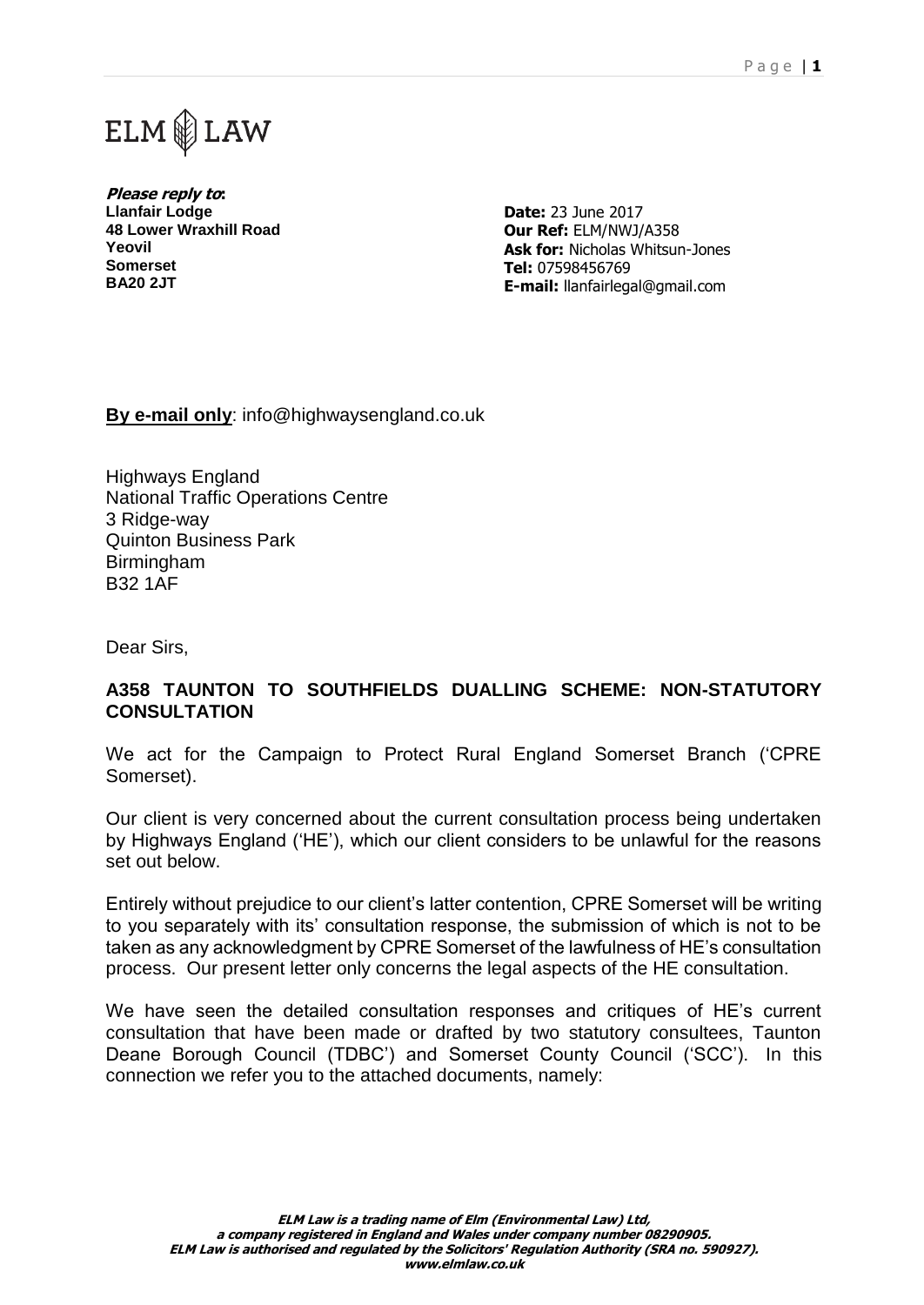ELM LAW

***Please reply to*:**
**Llanfair Lodge**
**48 Lower Wraxhill Road**
**Yeovil**
**Somerset**
**BA20 2JT**

**Date:** 23 June 2017
**Our Ref:** ELM/NWJ/A358
**Ask for:** Nicholas Whitsun-Jones
**Tel:** 07598456769
**E-mail:** llanfairlegal@gmail.com

**By e-mail only**: info@highwaysengland.co.uk

Highways England
National Traffic Operations Centre
3 Ridge-way
Quinton Business Park
Birmingham
B32 1AF

Dear Sirs,

**A358 TAUNTON TO SOUTHFIELDS DUALLING SCHEME: NON-STATUTORY CONSULTATION**

We act for the Campaign to Protect Rural England Somerset Branch ('CPRE Somerset).

Our client is very concerned about the current consultation process being undertaken by Highways England ('HE'), which our client considers to be unlawful for the reasons set out below.

Entirely without prejudice to our client's latter contention, CPRE Somerset will be writing to you separately with its' consultation response, the submission of which is not to be taken as any acknowledgment by CPRE Somerset of the lawfulness of HE's consultation process. Our present letter only concerns the legal aspects of the HE consultation.

We have seen the detailed consultation responses and critiques of HE's current consultation that have been made or drafted by two statutory consultees, Taunton Deane Borough Council (TDBC') and Somerset County Council ('SCC'). In this connection we refer you to the attached documents, namely:

***ELM Law is a trading name of Elm (Environmental Law) Ltd,***
***a company registered in England and Wales under company number 08290905.***
***ELM Law is authorised and regulated by the Solicitors' Regulation Authority (SRA no. 590927).***
***www.elmlaw.co.uk***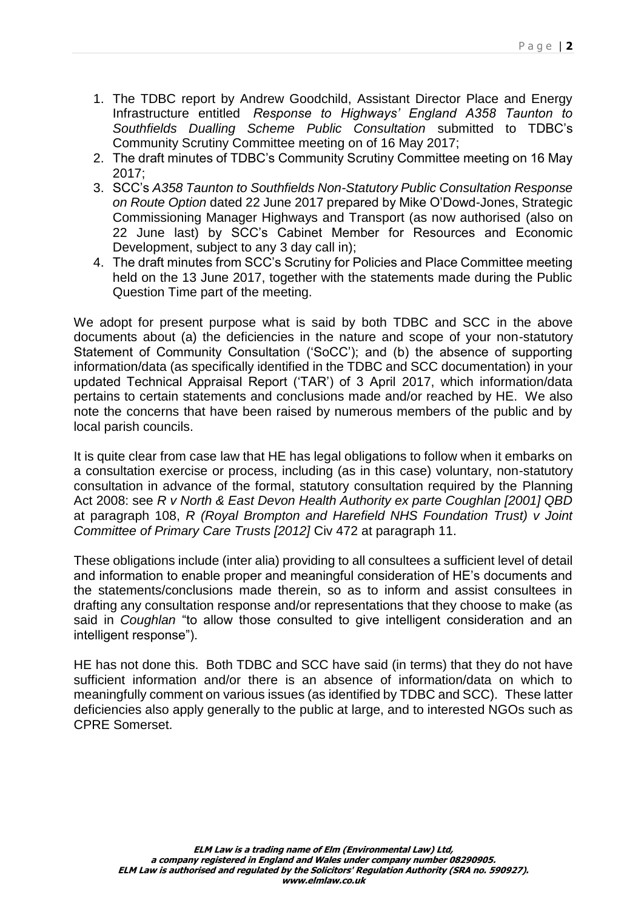1. The TDBC report by Andrew Goodchild, Assistant Director Place and Energy Infrastructure entitled *Response to Highways' England A358 Taunton to Southfields Dualling Scheme Public Consultation* submitted to TDBC's Community Scrutiny Committee meeting on of 16 May 2017;
2. The draft minutes of TDBC's Community Scrutiny Committee meeting on 16 May 2017;
3. SCC's *A358 Taunton to Southfields Non-Statutory Public Consultation Response on Route Option* dated 22 June 2017 prepared by Mike O'Dowd-Jones, Strategic Commissioning Manager Highways and Transport (as now authorised (also on 22 June last) by SCC's Cabinet Member for Resources and Economic Development, subject to any 3 day call in);
4. The draft minutes from SCC's Scrutiny for Policies and Place Committee meeting held on the 13 June 2017, together with the statements made during the Public Question Time part of the meeting.

We adopt for present purpose what is said by both TDBC and SCC in the above documents about (a) the deficiencies in the nature and scope of your non-statutory Statement of Community Consultation ('SoCC'); and (b) the absence of supporting information/data (as specifically identified in the TDBC and SCC documentation) in your updated Technical Appraisal Report ('TAR') of 3 April 2017, which information/data pertains to certain statements and conclusions made and/or reached by HE. We also note the concerns that have been raised by numerous members of the public and by local parish councils.

It is quite clear from case law that HE has legal obligations to follow when it embarks on a consultation exercise or process, including (as in this case) voluntary, non-statutory consultation in advance of the formal, statutory consultation required by the Planning Act 2008: see *R v North & East Devon Health Authority ex parte Coughlan [2001] QBD* at paragraph 108, *R (Royal Brompton and Harefield NHS Foundation Trust) v Joint Committee of Primary Care Trusts [2012]* Civ 472 at paragraph 11.

These obligations include (inter alia) providing to all consultees a sufficient level of detail and information to enable proper and meaningful consideration of HE's documents and the statements/conclusions made therein, so as to inform and assist consultees in drafting any consultation response and/or representations that they choose to make (as said in *Coughlan* "to allow those consulted to give intelligent consideration and an intelligent response").

HE has not done this. Both TDBC and SCC have said (in terms) that they do not have sufficient information and/or there is an absence of information/data on which to meaningfully comment on various issues (as identified by TDBC and SCC). These latter deficiencies also apply generally to the public at large, and to interested NGOs such as CPRE Somerset.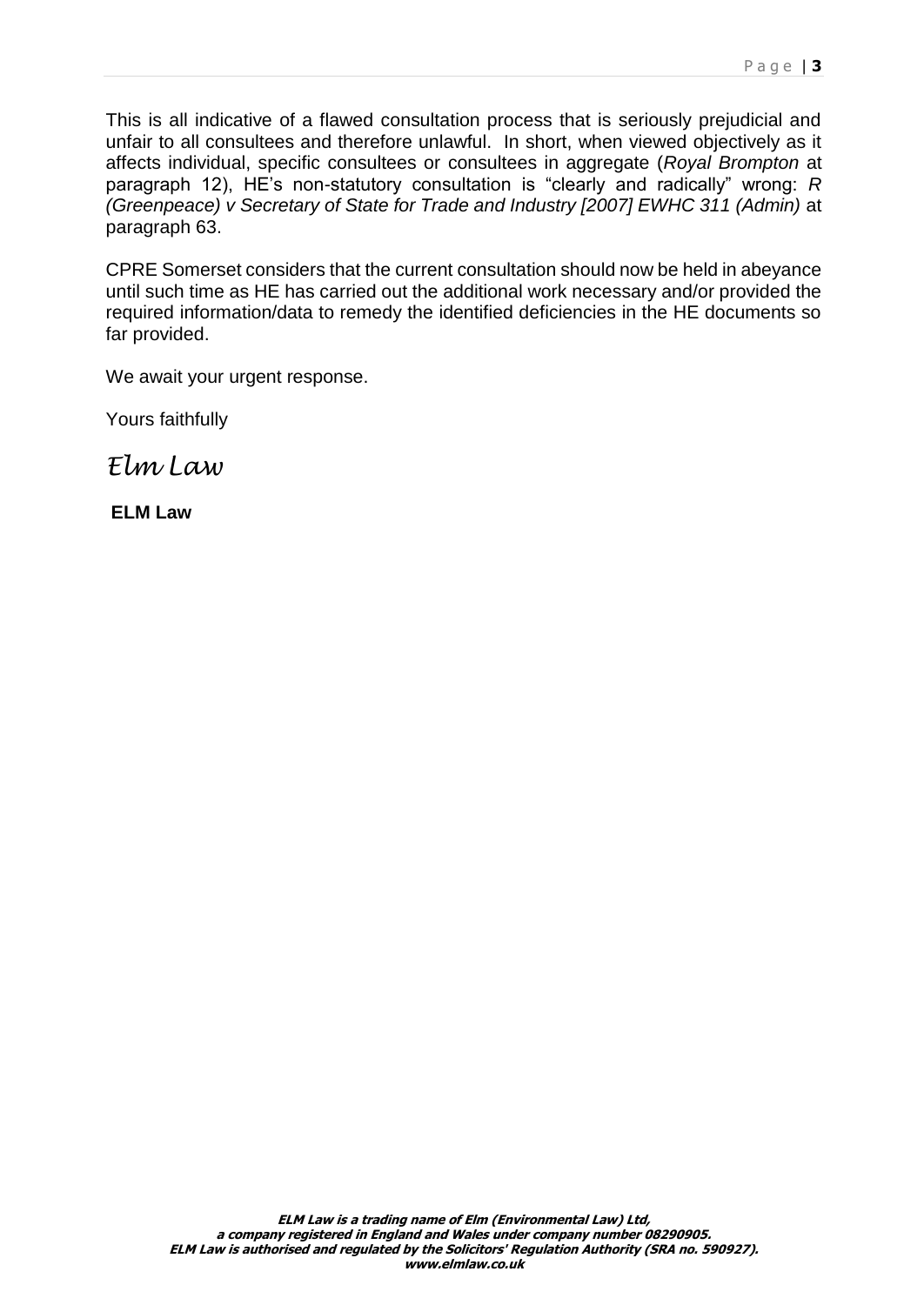This is all indicative of a flawed consultation process that is seriously prejudicial and unfair to all consultees and therefore unlawful. In short, when viewed objectively as it affects individual, specific consultees or consultees in aggregate (*Royal Brompton* at paragraph 12), HE's non-statutory consultation is "clearly and radically" wrong: *R (Greenpeace) v Secretary of State for Trade and Industry [2007] EWHC 311 (Admin)* at paragraph 63.

CPRE Somerset considers that the current consultation should now be held in abeyance until such time as HE has carried out the additional work necessary and/or provided the required information/data to remedy the identified deficiencies in the HE documents so far provided.

We await your urgent response.

Yours faithfully

*Elm Law*

**ELM Law**

***ELM Law is a trading name of Elm (Environmental Law) Ltd, a company registered in England and Wales under company number 08290905. ELM Law is authorised and regulated by the Solicitors' Regulation Authority (SRA no. 590927). www.elmlaw.co.uk***